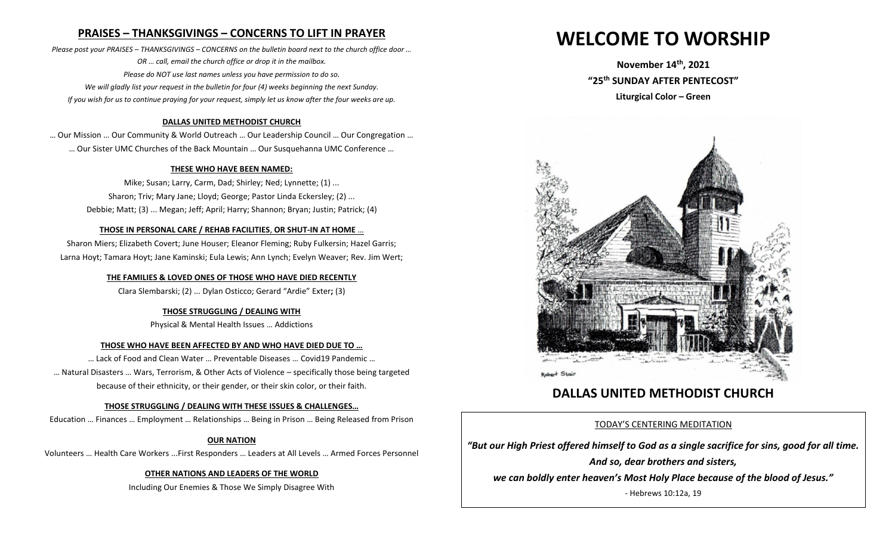## PRAISES – THANKSGIVINGS – CONCERNS TO LIFT IN PRAYER

*Please post your PRAISES – THANKSGIVINGS – CONCERNS on the bulletin board next to the church office door …*
*OR … call, email the church office or drop it in the mailbox.*
*Please do NOT use last names unless you have permission to do so.*
*We will gladly list your request in the bulletin for four (4) weeks beginning the next Sunday.*
*If you wish for us to continue praying for your request, simply let us know after the four weeks are up.*

**DALLAS UNITED METHODIST CHURCH**

… Our Mission … Our Community & World Outreach … Our Leadership Council … Our Congregation …
… Our Sister UMC Churches of the Back Mountain … Our Susquehanna UMC Conference …

**THESE WHO HAVE BEEN NAMED:**

Mike; Susan; Larry, Carm, Dad; Shirley; Ned; Lynnette; (1) ...
Sharon; Triv; Mary Jane; Lloyd; George; Pastor Linda Eckersley; (2) ...
Debbie; Matt; (3) ... Megan; Jeff; April; Harry; Shannon; Bryan; Justin; Patrick; (4)

**THOSE IN PERSONAL CARE / REHAB FACILITIES, OR SHUT-IN AT HOME …**

Sharon Miers; Elizabeth Covert; June Houser; Eleanor Fleming; Ruby Fulkersin; Hazel Garris;
Larna Hoyt; Tamara Hoyt; Jane Kaminski; Eula Lewis; Ann Lynch; Evelyn Weaver; Rev. Jim Wert;

**THE FAMILIES & LOVED ONES OF THOSE WHO HAVE DIED RECENTLY**

Clara Slembarski; (2) ... Dylan Osticco; Gerard "Ardie" Exter; (3)

**THOSE STRUGGLING / DEALING WITH**

Physical & Mental Health Issues … Addictions

**THOSE WHO HAVE BEEN AFFECTED BY AND WHO HAVE DIED DUE TO …**

… Lack of Food and Clean Water … Preventable Diseases … Covid19 Pandemic …
… Natural Disasters … Wars, Terrorism, & Other Acts of Violence – specifically those being targeted because of their ethnicity, or their gender, or their skin color, or their faith.

**THOSE STRUGGLING / DEALING WITH THESE ISSUES & CHALLENGES…**

Education … Finances … Employment … Relationships … Being in Prison … Being Released from Prison

**OUR NATION**

Volunteers … Health Care Workers ...First Responders … Leaders at All Levels … Armed Forces Personnel

**OTHER NATIONS AND LEADERS OF THE WORLD**

Including Our Enemies & Those We Simply Disagree With

# WELCOME TO WORSHIP

**November 14th, 2021**
**"25th SUNDAY AFTER PENTECOST"**
**Liturgical Color – Green**

Robert Stair

## DALLAS UNITED METHODIST CHURCH

TODAY'S CENTERING MEDITATION

***"But our High Priest offered himself to God as a single sacrifice for sins, good for all time. And so, dear brothers and sisters, we can boldly enter heaven's Most Holy Place because of the blood of Jesus."***

- Hebrews 10:12a, 19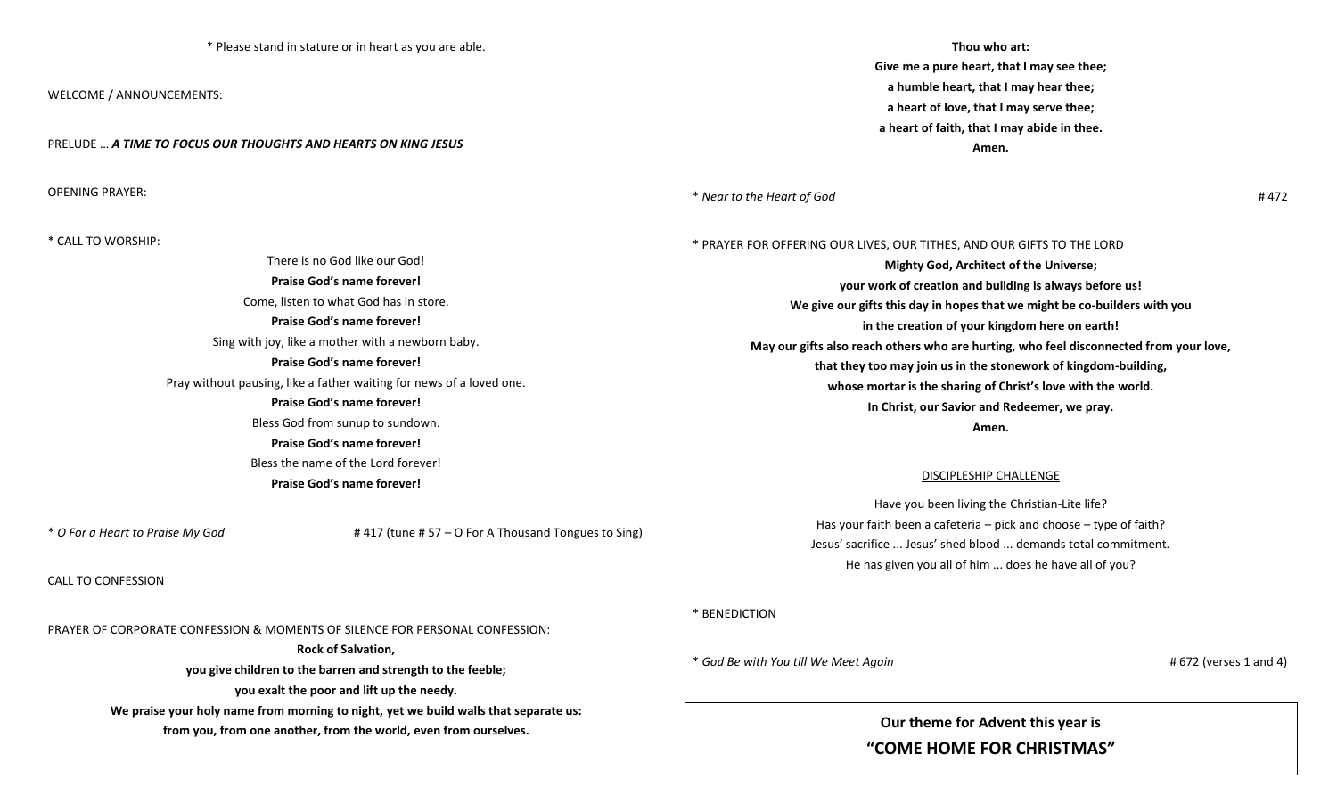<u>* Please stand in stature or in heart as you are able.</u>

WELCOME / ANNOUNCEMENTS:

PRELUDE … ***A TIME TO FOCUS OUR THOUGHTS AND HEARTS ON KING JESUS***

OPENING PRAYER:

\* CALL TO WORSHIP:

There is no God like our God!  
**Praise God's name forever!**  
Come, listen to what God has in store.  
**Praise God's name forever!**  
Sing with joy, like a mother with a newborn baby.  
**Praise God's name forever!**  
Pray without pausing, like a father waiting for news of a loved one.  
**Praise God's name forever!**  
Bless God from sunup to sundown.  
**Praise God's name forever!**  
Bless the name of the Lord forever!  
**Praise God's name forever!**

\* *O For a Heart to Praise My God* # 417 (tune # 57 – O For A Thousand Tongues to Sing)

CALL TO CONFESSION

PRAYER OF CORPORATE CONFESSION & MOMENTS OF SILENCE FOR PERSONAL CONFESSION:

**Rock of Salvation,**  
**you give children to the barren and strength to the feeble;**  
**you exalt the poor and lift up the needy.**  
**We praise your holy name from morning to night, yet we build walls that separate us:**  
**from you, from one another, from the world, even from ourselves.**

**Thou who art:**  
**Give me a pure heart, that I may see thee;**  
**a humble heart, that I may hear thee;**  
**a heart of love, that I may serve thee;**  
**a heart of faith, that I may abide in thee.**  
**Amen.**

\* *Near to the Heart of God* # 472

\* PRAYER FOR OFFERING OUR LIVES, OUR TITHES, AND OUR GIFTS TO THE LORD

**Mighty God, Architect of the Universe;**  
**your work of creation and building is always before us!**  
**We give our gifts this day in hopes that we might be co-builders with you**  
**in the creation of your kingdom here on earth!**  
**May our gifts also reach others who are hurting, who feel disconnected from your love,**  
**that they too may join us in the stonework of kingdom-building,**  
**whose mortar is the sharing of Christ's love with the world.**  
**In Christ, our Savior and Redeemer, we pray.**  
**Amen.**

<u>DISCIPLESHIP CHALLENGE</u>

Have you been living the Christian-Lite life?  
Has your faith been a cafeteria – pick and choose – type of faith?  
Jesus' sacrifice ... Jesus' shed blood ... demands total commitment.  
He has given you all of him ... does he have all of you?

\* BENEDICTION

\* *God Be with You till We Meet Again* # 672 (verses 1 and 4)

**Our theme for Advent this year is**  
**"COME HOME FOR CHRISTMAS"**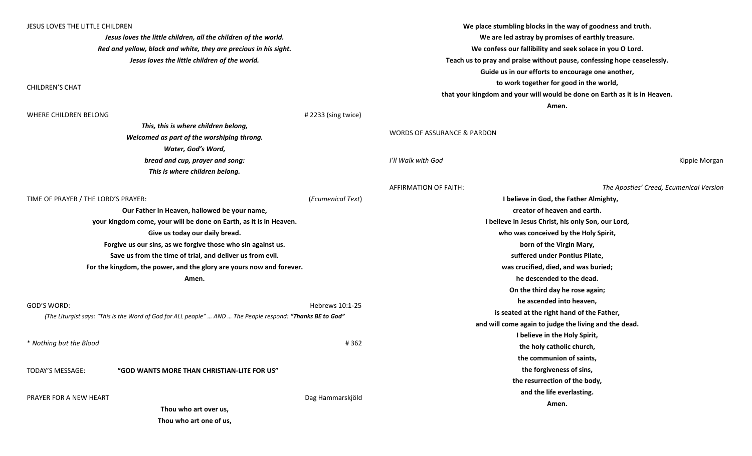JESUS LOVES THE LITTLE CHILDREN

***Jesus loves the little children, all the children of the world.***
***Red and yellow, black and white, they are precious in his sight.***
***Jesus loves the little children of the world.***

CHILDREN'S CHAT

WHERE CHILDREN BELONG — # 2233 (sing twice)

***This, this is where children belong,***
***Welcomed as part of the worshiping throng.***
***Water, God's Word,***
***bread and cup, prayer and song:***
***This is where children belong.***

TIME OF PRAYER / THE LORD'S PRAYER: — (*Ecumenical Text*)

**Our Father in Heaven, hallowed be your name,**
**your kingdom come, your will be done on Earth, as it is in Heaven.**
**Give us today our daily bread.**
**Forgive us our sins, as we forgive those who sin against us.**
**Save us from the time of trial, and deliver us from evil.**
**For the kingdom, the power, and the glory are yours now and forever.**
**Amen.**

GOD'S WORD: — Hebrews 10:1-25

*(The Liturgist says: "This is the Word of God for ALL people" … AND … The People respond: **"Thanks BE to God"***

\* *Nothing but the Blood* — # 362

TODAY'S MESSAGE: **"GOD WANTS MORE THAN CHRISTIAN-LITE FOR US"**

PRAYER FOR A NEW HEART — Dag Hammarskjöld

**Thou who art over us,**
**Thou who art one of us,**
**We place stumbling blocks in the way of goodness and truth.**
**We are led astray by promises of earthly treasure.**
**We confess our fallibility and seek solace in you O Lord.**
**Teach us to pray and praise without pause, confessing hope ceaselessly.**
**Guide us in our efforts to encourage one another,**
**to work together for good in the world,**
**that your kingdom and your will would be done on Earth as it is in Heaven.**
**Amen.**

WORDS OF ASSURANCE & PARDON

*I'll Walk with God* — Kippie Morgan

AFFIRMATION OF FAITH: — *The Apostles' Creed, Ecumenical Version*

**I believe in God, the Father Almighty,**
**creator of heaven and earth.**
**I believe in Jesus Christ, his only Son, our Lord,**
**who was conceived by the Holy Spirit,**
**born of the Virgin Mary,**
**suffered under Pontius Pilate,**
**was crucified, died, and was buried;**
**he descended to the dead.**
**On the third day he rose again;**
**he ascended into heaven,**
**is seated at the right hand of the Father,**
**and will come again to judge the living and the dead.**
**I believe in the Holy Spirit,**
**the holy catholic church,**
**the communion of saints,**
**the forgiveness of sins,**
**the resurrection of the body,**
**and the life everlasting.**
**Amen.**